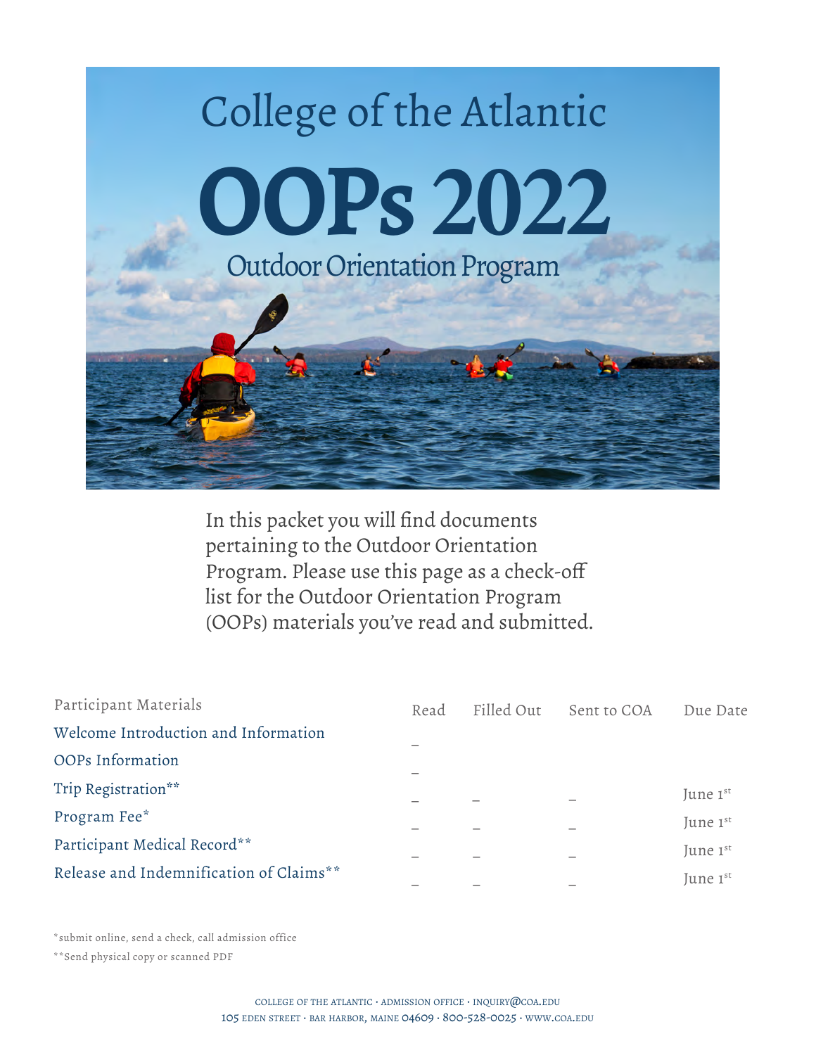# College of the Atlantic

# OOPs 2022

## Outdoor Orientation Program

In this packet you will find documents pertaining to the Outdoor Orientation Program. Please use this page as a check-off list for the Outdoor Orientation Program (OOPs) materials you've read and submitted.

| Participant Materials | Read | Filled Out | Sent to COA | Due Date |
|---|---|---|---|---|
| Welcome Introduction and Information | _ | | | |
| OOPs Information | _ | | | |
| Trip Registration** | _ | _ | _ | June 1st |
| Program Fee* | _ | _ | _ | June 1st |
| Participant Medical Record** | _ | _ | _ | June 1st |
| Release and Indemnification of Claims** | _ | _ | _ | June 1st |

*submit online, send a check, call admission office

**Send physical copy or scanned PDF

COLLEGE OF THE ATLANTIC · ADMISSION OFFICE · INQUIRY@COA.EDU
105 EDEN STREET · BAR HARBOR, MAINE 04609 · 800-528-0025 · WWW.COA.EDU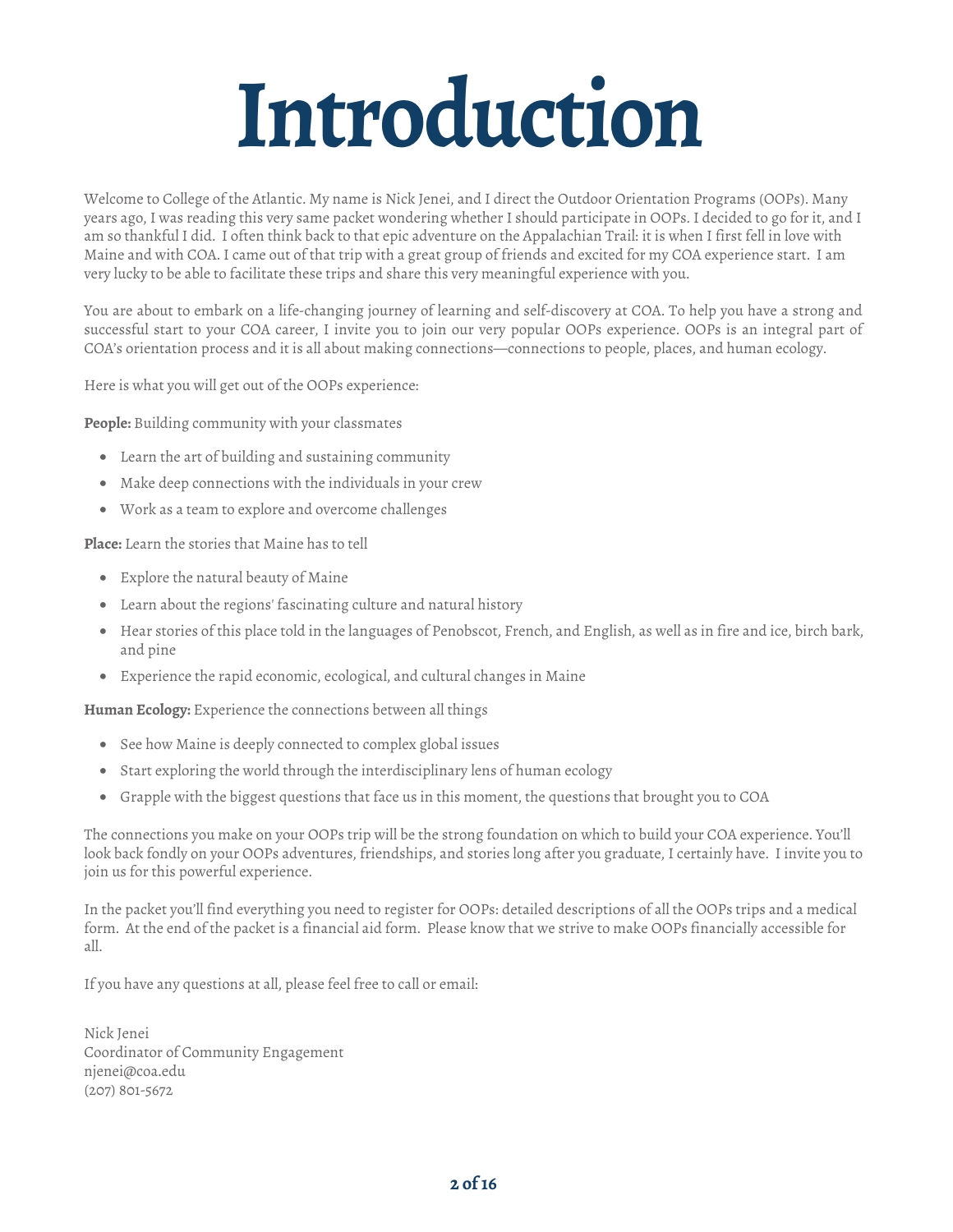# Introduction

Welcome to College of the Atlantic. My name is Nick Jenei, and I direct the Outdoor Orientation Programs (OOPs). Many years ago, I was reading this very same packet wondering whether I should participate in OOPs. I decided to go for it, and I am so thankful I did. I often think back to that epic adventure on the Appalachian Trail: it is when I first fell in love with Maine and with COA. I came out of that trip with a great group of friends and excited for my COA experience start. I am very lucky to be able to facilitate these trips and share this very meaningful experience with you.

You are about to embark on a life-changing journey of learning and self-discovery at COA. To help you have a strong and successful start to your COA career, I invite you to join our very popular OOPs experience. OOPs is an integral part of COA's orientation process and it is all about making connections—connections to people, places, and human ecology.

Here is what you will get out of the OOPs experience:

**People:** Building community with your classmates

- Learn the art of building and sustaining community
- Make deep connections with the individuals in your crew
- Work as a team to explore and overcome challenges

**Place:** Learn the stories that Maine has to tell

- Explore the natural beauty of Maine
- Learn about the regions' fascinating culture and natural history
- Hear stories of this place told in the languages of Penobscot, French, and English, as well as in fire and ice, birch bark, and pine
- Experience the rapid economic, ecological, and cultural changes in Maine

**Human Ecology:** Experience the connections between all things

- See how Maine is deeply connected to complex global issues
- Start exploring the world through the interdisciplinary lens of human ecology
- Grapple with the biggest questions that face us in this moment, the questions that brought you to COA

The connections you make on your OOPs trip will be the strong foundation on which to build your COA experience. You'll look back fondly on your OOPs adventures, friendships, and stories long after you graduate, I certainly have. I invite you to join us for this powerful experience.

In the packet you'll find everything you need to register for OOPs: detailed descriptions of all the OOPs trips and a medical form. At the end of the packet is a financial aid form. Please know that we strive to make OOPs financially accessible for all.

If you have any questions at all, please feel free to call or email:

Nick Jenei
Coordinator of Community Engagement
njenei@coa.edu
(207) 801-5672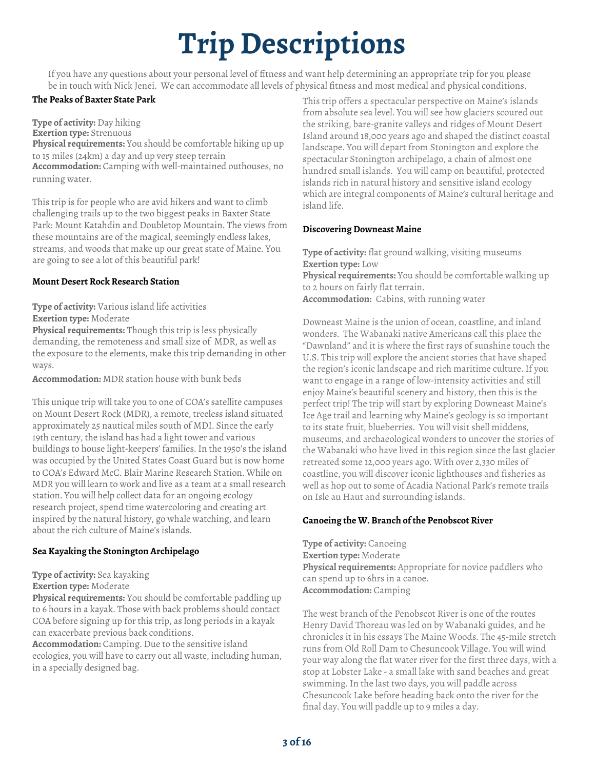# Trip Descriptions

If you have any questions about your personal level of fitness and want help determining an appropriate trip for you please be in touch with Nick Jenei. We can accommodate all levels of physical fitness and most medical and physical conditions.

### The Peaks of Baxter State Park

**Type of activity:** Day hiking
**Exertion type:** Strenuous
**Physical requirements:** You should be comfortable hiking up up to 15 miles (24km) a day and up very steep terrain
**Accommodation:** Camping with well-maintained outhouses, no running water.

This trip is for people who are avid hikers and want to climb challenging trails up to the two biggest peaks in Baxter State Park: Mount Katahdin and Doubletop Mountain. The views from these mountains are of the magical, seemingly endless lakes, streams, and woods that make up our great state of Maine. You are going to see a lot of this beautiful park!

### Mount Desert Rock Research Station

**Type of activity:** Various island life activities
**Exertion type:** Moderate
**Physical requirements:** Though this trip is less physically demanding, the remoteness and small size of MDR, as well as the exposure to the elements, make this trip demanding in other ways.
**Accommodation:** MDR station house with bunk beds

This unique trip will take you to one of COA's satellite campuses on Mount Desert Rock (MDR), a remote, treeless island situated approximately 25 nautical miles south of MDI. Since the early 19th century, the island has had a light tower and various buildings to house light-keepers' families. In the 1950's the island was occupied by the United States Coast Guard but is now home to COA's Edward McC. Blair Marine Research Station. While on MDR you will learn to work and live as a team at a small research station. You will help collect data for an ongoing ecology research project, spend time watercoloring and creating art inspired by the natural history, go whale watching, and learn about the rich culture of Maine's islands.

### Sea Kayaking the Stonington Archipelago

**Type of activity:** Sea kayaking
**Exertion type:** Moderate
**Physical requirements:** You should be comfortable paddling up to 6 hours in a kayak. Those with back problems should contact COA before signing up for this trip, as long periods in a kayak can exacerbate previous back conditions.
**Accommodation:** Camping. Due to the sensitive island ecologies, you will have to carry out all waste, including human, in a specially designed bag.

This trip offers a spectacular perspective on Maine's islands from absolute sea level. You will see how glaciers scoured out the striking, bare-granite valleys and ridges of Mount Desert Island around 18,000 years ago and shaped the distinct coastal landscape. You will depart from Stonington and explore the spectacular Stonington archipelago, a chain of almost one hundred small islands. You will camp on beautiful, protected islands rich in natural history and sensitive island ecology which are integral components of Maine's cultural heritage and island life.

### Discovering Downeast Maine

**Type of activity:** flat ground walking, visiting museums
**Exertion type:** Low
**Physical requirements:** You should be comfortable walking up to 2 hours on fairly flat terrain.
**Accommodation:** Cabins, with running water

Downeast Maine is the union of ocean, coastline, and inland wonders. The Wabanaki native Americans call this place the "Dawnland" and it is where the first rays of sunshine touch the U.S. This trip will explore the ancient stories that have shaped the region's iconic landscape and rich maritime culture. If you want to engage in a range of low-intensity activities and still enjoy Maine's beautiful scenery and history, then this is the perfect trip! The trip will start by exploring Downeast Maine's Ice Age trail and learning why Maine's geology is so important to its state fruit, blueberries. You will visit shell middens, museums, and archaeological wonders to uncover the stories of the Wabanaki who have lived in this region since the last glacier retreated some 12,000 years ago. With over 2,330 miles of coastline, you will discover iconic lighthouses and fisheries as well as hop out to some of Acadia National Park's remote trails on Isle au Haut and surrounding islands.

### Canoeing the W. Branch of the Penobscot River

**Type of activity:** Canoeing
**Exertion type:** Moderate
**Physical requirements:** Appropriate for novice paddlers who can spend up to 6hrs in a canoe.
**Accommodation:** Camping

The west branch of the Penobscot River is one of the routes Henry David Thoreau was led on by Wabanaki guides, and he chronicles it in his essays The Maine Woods. The 45-mile stretch runs from Old Roll Dam to Chesuncook Village. You will wind your way along the flat water river for the first three days, with a stop at Lobster Lake - a small lake with sand beaches and great swimming. In the last two days, you will paddle across Chesuncook Lake before heading back onto the river for the final day. You will paddle up to 9 miles a day.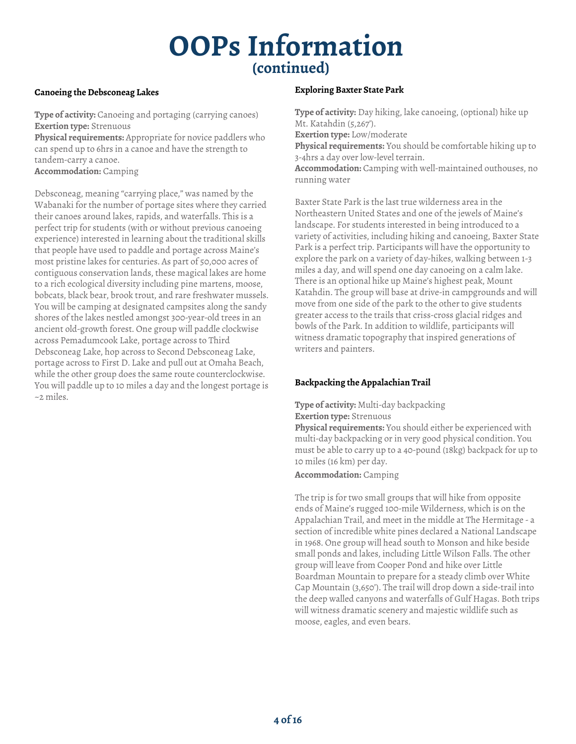# OOPs Information
## (continued)

### Canoeing the Debsconeag Lakes

**Type of activity:** Canoeing and portaging (carrying canoes)
**Exertion type:** Strenuous
**Physical requirements:** Appropriate for novice paddlers who can spend up to 6hrs in a canoe and have the strength to tandem-carry a canoe.
**Accommodation:** Camping

Debsconeag, meaning "carrying place," was named by the Wabanaki for the number of portage sites where they carried their canoes around lakes, rapids, and waterfalls. This is a perfect trip for students (with or without previous canoeing experience) interested in learning about the traditional skills that people have used to paddle and portage across Maine's most pristine lakes for centuries. As part of 50,000 acres of contiguous conservation lands, these magical lakes are home to a rich ecological diversity including pine martens, moose, bobcats, black bear, brook trout, and rare freshwater mussels. You will be camping at designated campsites along the sandy shores of the lakes nestled amongst 300-year-old trees in an ancient old-growth forest. One group will paddle clockwise across Pemadumcook Lake, portage across to Third Debsconeag Lake, hop across to Second Debsconeag Lake, portage across to First D. Lake and pull out at Omaha Beach, while the other group does the same route counterclockwise. You will paddle up to 10 miles a day and the longest portage is ~2 miles.

### Exploring Baxter State Park

**Type of activity:** Day hiking, lake canoeing, (optional) hike up Mt. Katahdin (5,267').
**Exertion type:** Low/moderate
**Physical requirements:** You should be comfortable hiking up to 3-4hrs a day over low-level terrain.
**Accommodation:** Camping with well-maintained outhouses, no running water

Baxter State Park is the last true wilderness area in the Northeastern United States and one of the jewels of Maine's landscape. For students interested in being introduced to a variety of activities, including hiking and canoeing, Baxter State Park is a perfect trip. Participants will have the opportunity to explore the park on a variety of day-hikes, walking between 1-3 miles a day, and will spend one day canoeing on a calm lake. There is an optional hike up Maine's highest peak, Mount Katahdin. The group will base at drive-in campgrounds and will move from one side of the park to the other to give students greater access to the trails that criss-cross glacial ridges and bowls of the Park. In addition to wildlife, participants will witness dramatic topography that inspired generations of writers and painters.

### Backpacking the Appalachian Trail

**Type of activity:** Multi-day backpacking
**Exertion type:** Strenuous
**Physical requirements:** You should either be experienced with multi-day backpacking or in very good physical condition. You must be able to carry up to a 40-pound (18kg) backpack for up to 10 miles (16 km) per day.
**Accommodation:** Camping

The trip is for two small groups that will hike from opposite ends of Maine's rugged 100-mile Wilderness, which is on the Appalachian Trail, and meet in the middle at The Hermitage - a section of incredible white pines declared a National Landscape in 1968. One group will head south to Monson and hike beside small ponds and lakes, including Little Wilson Falls. The other group will leave from Cooper Pond and hike over Little Boardman Mountain to prepare for a steady climb over White Cap Mountain (3,650'). The trail will drop down a side-trail into the deep walled canyons and waterfalls of Gulf Hagas. Both trips will witness dramatic scenery and majestic wildlife such as moose, eagles, and even bears.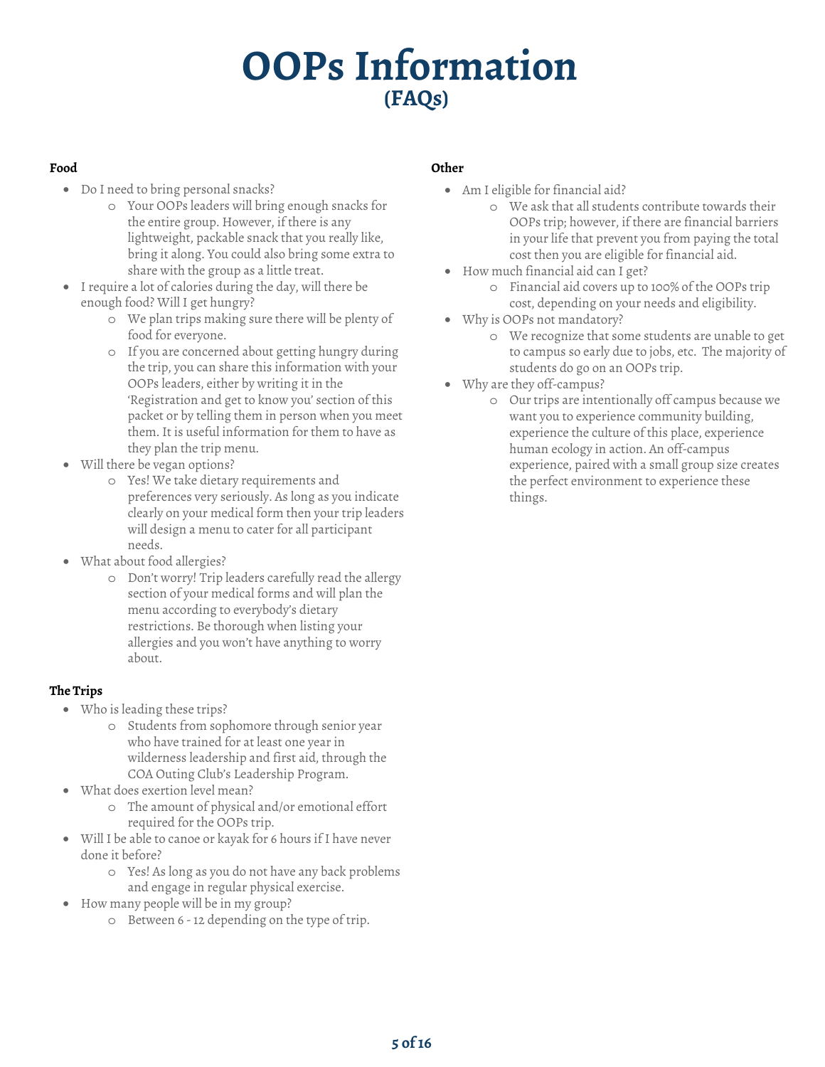# OOPs Information
## (FAQs)

**Food**

- Do I need to bring personal snacks?
  - Your OOPs leaders will bring enough snacks for the entire group. However, if there is any lightweight, packable snack that you really like, bring it along. You could also bring some extra to share with the group as a little treat.
- I require a lot of calories during the day, will there be enough food? Will I get hungry?
  - We plan trips making sure there will be plenty of food for everyone.
  - If you are concerned about getting hungry during the trip, you can share this information with your OOPs leaders, either by writing it in the 'Registration and get to know you' section of this packet or by telling them in person when you meet them. It is useful information for them to have as they plan the trip menu.
- Will there be vegan options?
  - Yes! We take dietary requirements and preferences very seriously. As long as you indicate clearly on your medical form then your trip leaders will design a menu to cater for all participant needs.
- What about food allergies?
  - Don't worry! Trip leaders carefully read the allergy section of your medical forms and will plan the menu according to everybody's dietary restrictions. Be thorough when listing your allergies and you won't have anything to worry about.

**The Trips**

- Who is leading these trips?
  - Students from sophomore through senior year who have trained for at least one year in wilderness leadership and first aid, through the COA Outing Club's Leadership Program.
- What does exertion level mean?
  - The amount of physical and/or emotional effort required for the OOPs trip.
- Will I be able to canoe or kayak for 6 hours if I have never done it before?
  - Yes! As long as you do not have any back problems and engage in regular physical exercise.
- How many people will be in my group?
  - Between 6 - 12 depending on the type of trip.

**Other**

- Am I eligible for financial aid?
  - We ask that all students contribute towards their OOPs trip; however, if there are financial barriers in your life that prevent you from paying the total cost then you are eligible for financial aid.
- How much financial aid can I get?
  - Financial aid covers up to 100% of the OOPs trip cost, depending on your needs and eligibility.
- Why is OOPs not mandatory?
  - We recognize that some students are unable to get to campus so early due to jobs, etc. The majority of students do go on an OOPs trip.
- Why are they off-campus?
  - Our trips are intentionally off campus because we want you to experience community building, experience the culture of this place, experience human ecology in action. An off-campus experience, paired with a small group size creates the perfect environment to experience these things.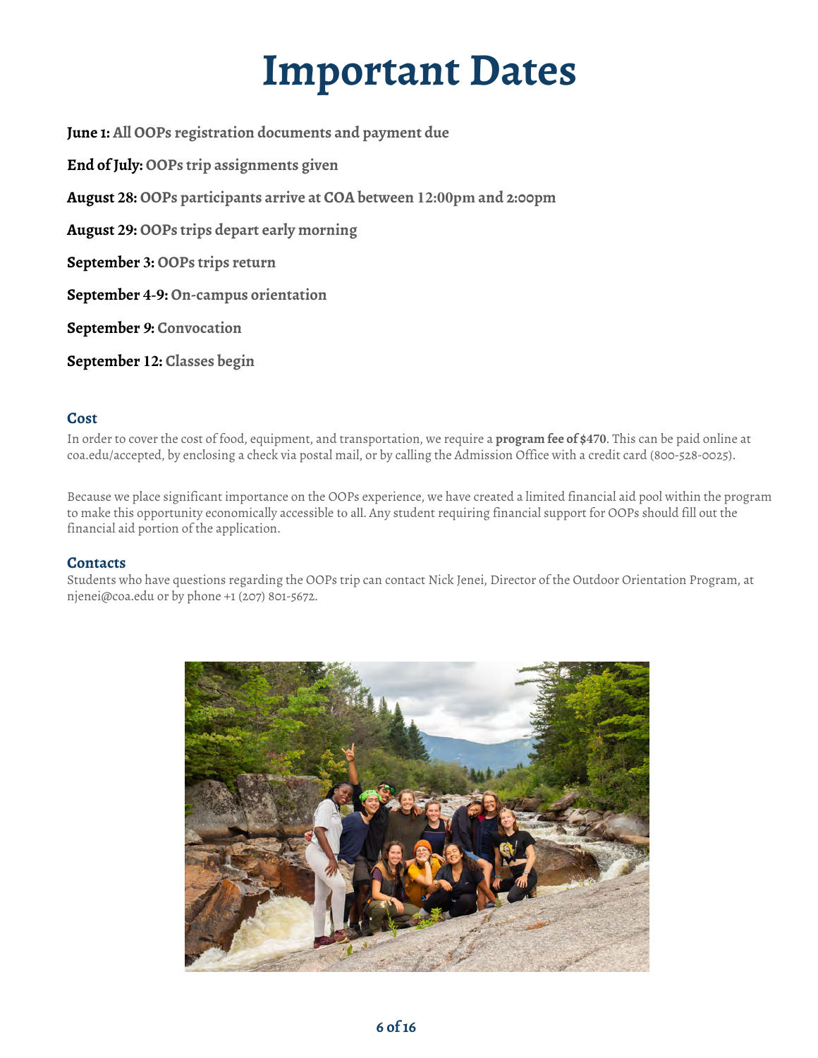# Important Dates

**June 1:** All OOPs registration documents and payment due

**End of July:** OOPs trip assignments given

**August 28:** OOPs participants arrive at COA between 12:00pm and 2:00pm

**August 29:** OOPs trips depart early morning

**September 3:** OOPs trips return

**September 4-9:** On-campus orientation

**September 9:** Convocation

**September 12:** Classes begin

### Cost

In order to cover the cost of food, equipment, and transportation, we require a **program fee of $470**. This can be paid online at coa.edu/accepted, by enclosing a check via postal mail, or by calling the Admission Office with a credit card (800-528-0025).

Because we place significant importance on the OOPs experience, we have created a limited financial aid pool within the program to make this opportunity economically accessible to all. Any student requiring financial support for OOPs should fill out the financial aid portion of the application.

### Contacts

Students who have questions regarding the OOPs trip can contact Nick Jenei, Director of the Outdoor Orientation Program, at njenei@coa.edu or by phone +1 (207) 801-5672.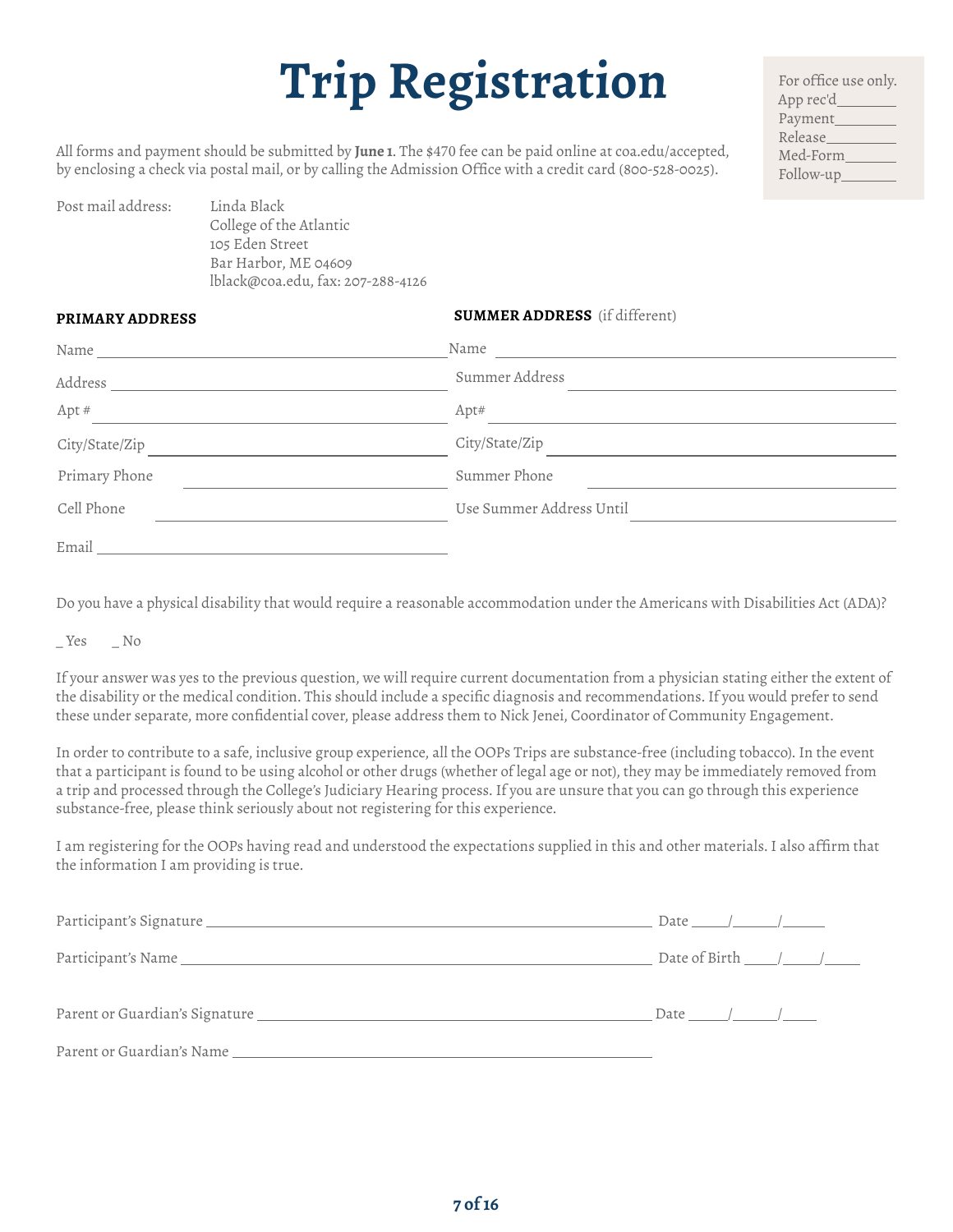# Trip Registration

For office use only.
App rec'd________
Payment________
Release_________
Med-Form_______
Follow-up_______

All forms and payment should be submitted by **June 1**. The $470 fee can be paid online at coa.edu/accepted, by enclosing a check via postal mail, or by calling the Admission Office with a credit card (800-528-0025).

Post mail address:
Linda Black
College of the Atlantic
105 Eden Street
Bar Harbor, ME 04609
lblack@coa.edu, fax: 207-288-4126

**PRIMARY ADDRESS**

Name ______________________________

Address ______________________________

Apt # ______________________________

City/State/Zip ______________________________

Primary Phone ______________________________

Cell Phone ______________________________

Email ______________________________

**SUMMER ADDRESS** (if different)

Name ______________________________

Summer Address ______________________________

Apt# ______________________________

City/State/Zip ______________________________

Summer Phone ______________________________

Use Summer Address Until ______________________________

Do you have a physical disability that would require a reasonable accommodation under the Americans with Disabilities Act (ADA)?

_ Yes _ No

If your answer was yes to the previous question, we will require current documentation from a physician stating either the extent of the disability or the medical condition. This should include a specific diagnosis and recommendations. If you would prefer to send these under separate, more confidential cover, please address them to Nick Jenei, Coordinator of Community Engagement.

In order to contribute to a safe, inclusive group experience, all the OOPs Trips are substance-free (including tobacco). In the event that a participant is found to be using alcohol or other drugs (whether of legal age or not), they may be immediately removed from a trip and processed through the College's Judiciary Hearing process. If you are unsure that you can go through this experience substance-free, please think seriously about not registering for this experience.

I am registering for the OOPs having read and understood the expectations supplied in this and other materials. I also affirm that the information I am providing is true.

Participant's Signature ______________________________ Date ____/____/____

Participant's Name ______________________________ Date of Birth ____/____/____

Parent or Guardian's Signature ______________________________ Date ____/____/____

Parent or Guardian's Name ______________________________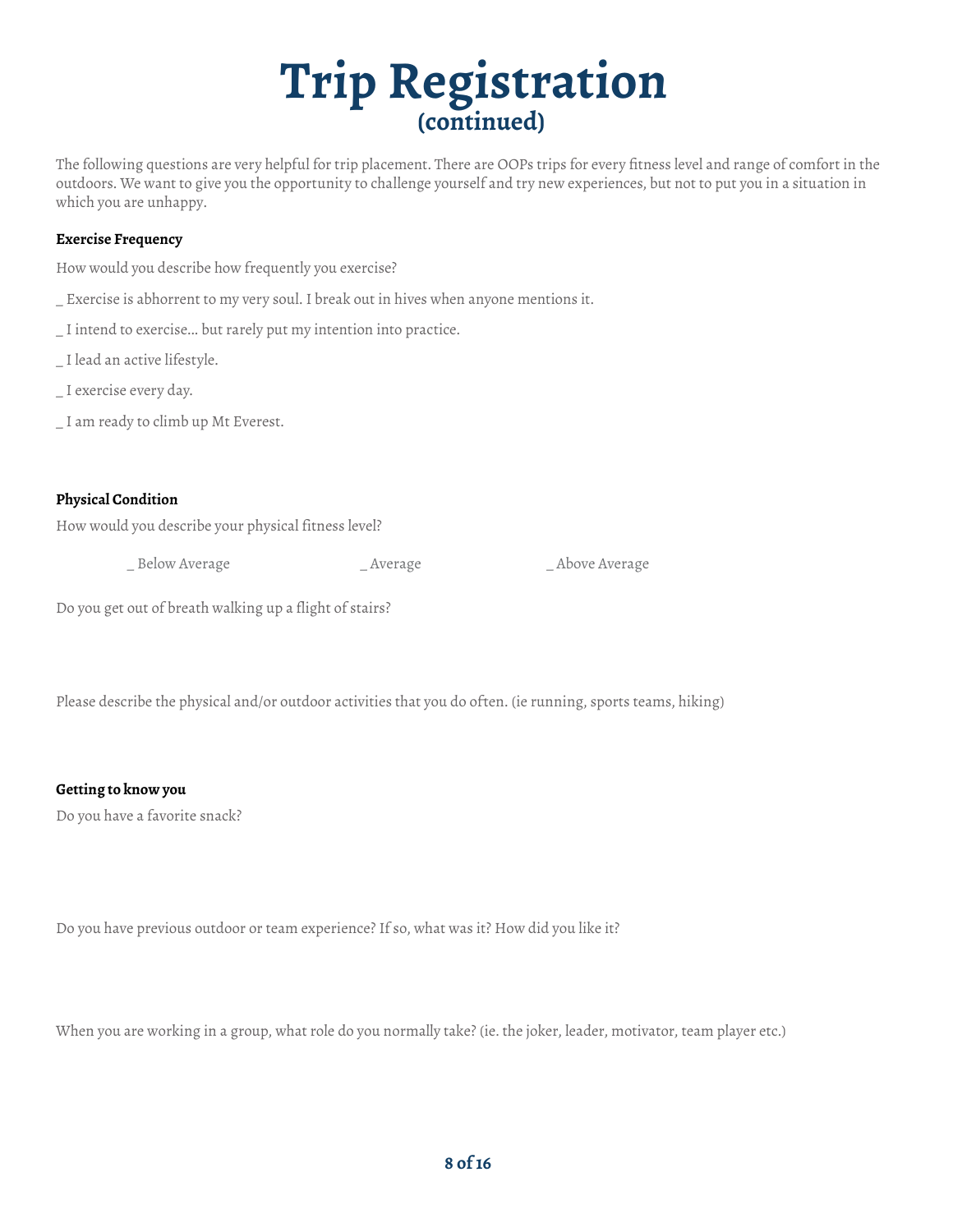# Trip Registration
## (continued)

The following questions are very helpful for trip placement. There are OOPs trips for every fitness level and range of comfort in the outdoors. We want to give you the opportunity to challenge yourself and try new experiences, but not to put you in a situation in which you are unhappy.

**Exercise Frequency**

How would you describe how frequently you exercise?

_ Exercise is abhorrent to my very soul. I break out in hives when anyone mentions it.

_ I intend to exercise… but rarely put my intention into practice.

_ I lead an active lifestyle.

_ I exercise every day.

_ I am ready to climb up Mt Everest.

**Physical Condition**

How would you describe your physical fitness level?

_ Below Average _ Average _ Above Average

Do you get out of breath walking up a flight of stairs?

Please describe the physical and/or outdoor activities that you do often. (ie running, sports teams, hiking)

**Getting to know you**

Do you have a favorite snack?

Do you have previous outdoor or team experience? If so, what was it? How did you like it?

When you are working in a group, what role do you normally take? (ie. the joker, leader, motivator, team player etc.)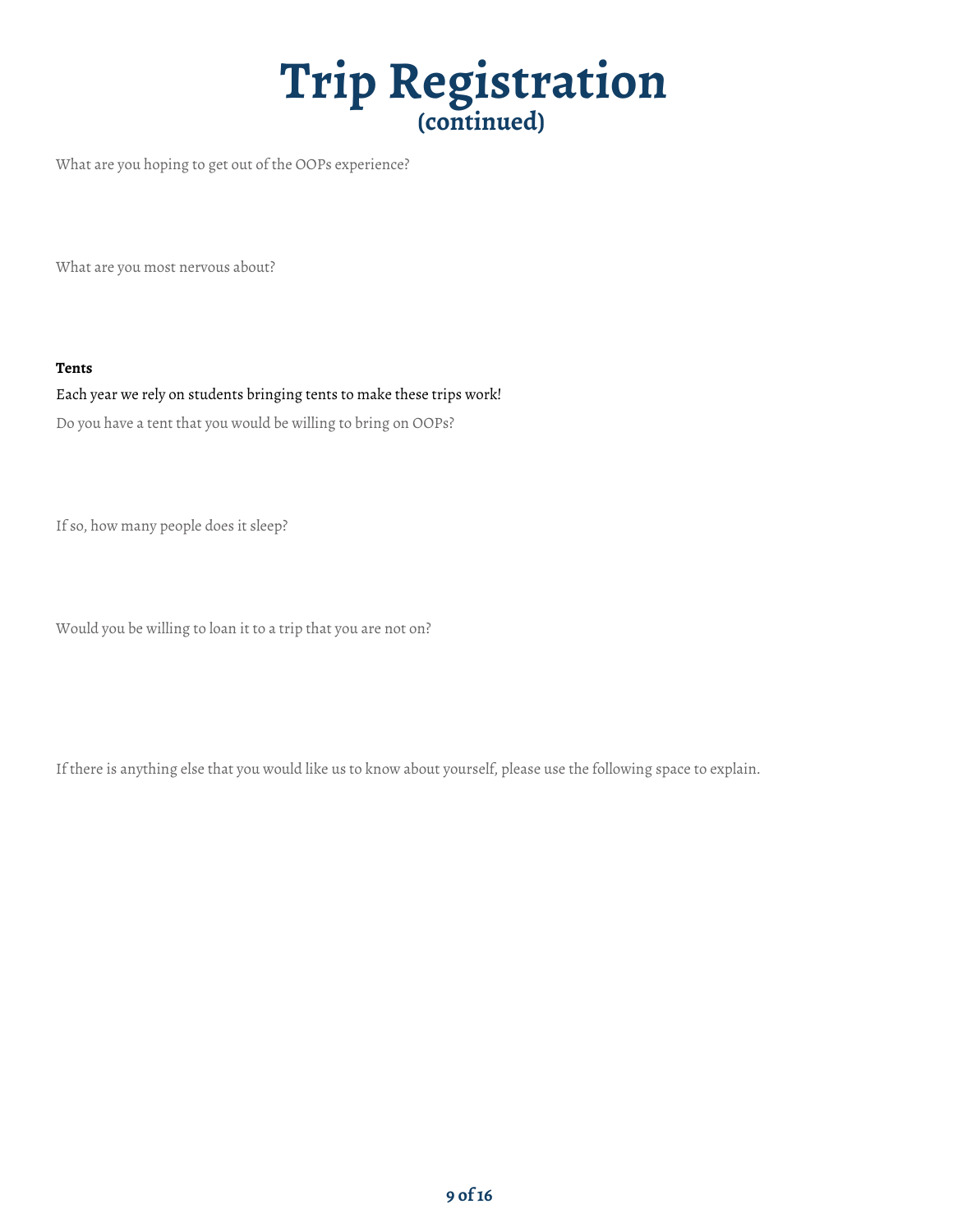# Trip Registration
## (continued)

What are you hoping to get out of the OOPs experience?

What are you most nervous about?

**Tents**

Each year we rely on students bringing tents to make these trips work!

Do you have a tent that you would be willing to bring on OOPs?

If so, how many people does it sleep?

Would you be willing to loan it to a trip that you are not on?

If there is anything else that you would like us to know about yourself, please use the following space to explain.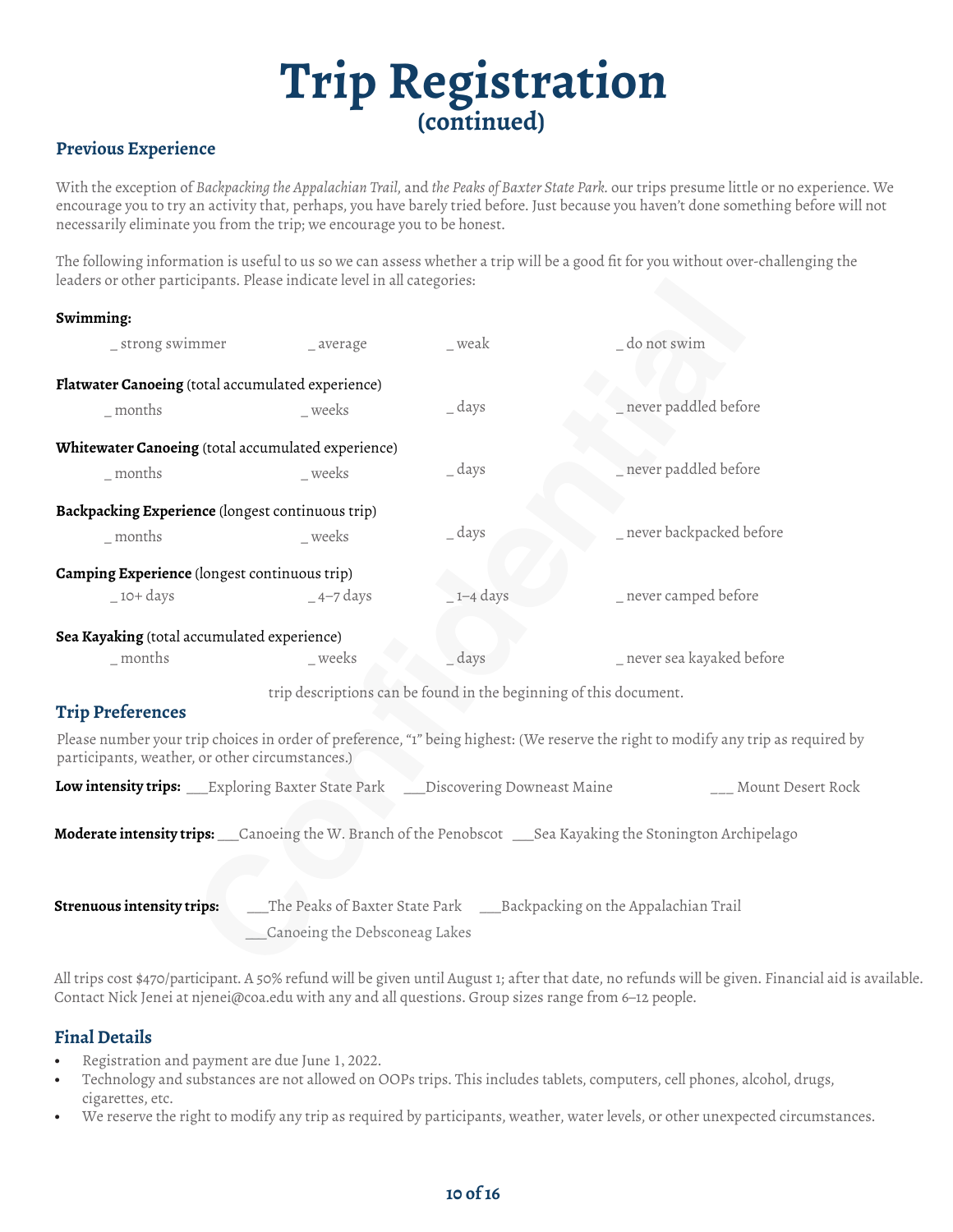# Trip Registration
## (continued)

### Previous Experience

With the exception of *Backpacking the Appalachian Trail*, and *the Peaks of Baxter State Park.* our trips presume little or no experience. We encourage you to try an activity that, perhaps, you have barely tried before. Just because you haven't done something before will not necessarily eliminate you from the trip; we encourage you to be honest.

The following information is useful to us so we can assess whether a trip will be a good fit for you without over-challenging the leaders or other participants. Please indicate level in all categories:

**Swimming:**

_ strong swimmer _ average _ weak _ do not swim

**Flatwater Canoeing** (total accumulated experience)

_ months _ weeks _ days _ never paddled before

**Whitewater Canoeing** (total accumulated experience)

_ months _ weeks _ days _ never paddled before

**Backpacking Experience** (longest continuous trip)

_ months _ weeks _ days _ never backpacked before

**Camping Experience** (longest continuous trip)

_ 10+ days _ 4–7 days _ 1–4 days _ never camped before

**Sea Kayaking** (total accumulated experience)

_ months _ weeks _ days _ never sea kayaked before

trip descriptions can be found in the beginning of this document.

### Trip Preferences

Please number your trip choices in order of preference, "1" being highest: (We reserve the right to modify any trip as required by participants, weather, or other circumstances.)

**Low intensity trips:** ___Exploring Baxter State Park ___Discovering Downeast Maine ___ Mount Desert Rock

**Moderate intensity trips:** ___Canoeing the W. Branch of the Penobscot ___Sea Kayaking the Stonington Archipelago

**Strenuous intensity trips:** ___The Peaks of Baxter State Park ___Backpacking on the Appalachian Trail ___Canoeing the Debsconeag Lakes

All trips cost $470/participant. A 50% refund will be given until August 1; after that date, no refunds will be given. Financial aid is available. Contact Nick Jenei at njenei@coa.edu with any and all questions. Group sizes range from 6–12 people.

### Final Details

- Registration and payment are due June 1, 2022.
- Technology and substances are not allowed on OOPs trips. This includes tablets, computers, cell phones, alcohol, drugs, cigarettes, etc.
- We reserve the right to modify any trip as required by participants, weather, water levels, or other unexpected circumstances.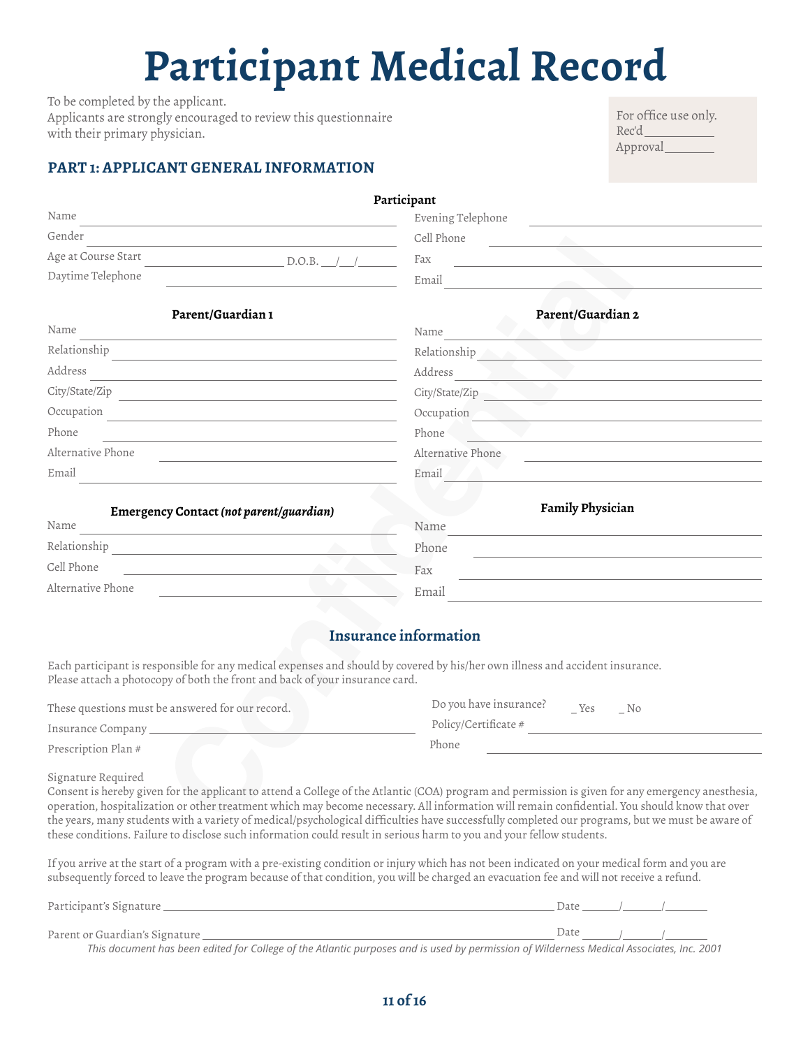# Participant Medical Record

To be completed by the applicant.
Applicants are strongly encouraged to review this questionnaire with their primary physician.

For office use only.
Rec'd___________
Approval________

## PART 1: APPLICANT GENERAL INFORMATION

### Participant

Name ______________________
Gender ______________________
Age at Course Start ______________ D.O.B. ___/___/______
Daytime Telephone ______________________
Evening Telephone ______________________
Cell Phone ______________________
Fax ______________________
Email ______________________

### Parent/Guardian 1

Name ______________________
Relationship ______________________
Address ______________________
City/State/Zip ______________________
Occupation ______________________
Phone ______________________
Alternative Phone ______________________
Email ______________________

### Parent/Guardian 2

Name ______________________
Relationship ______________________
Address ______________________
City/State/Zip ______________________
Occupation ______________________
Phone ______________________
Alternative Phone ______________________
Email ______________________

### Emergency Contact *(not parent/guardian)*

Name ______________________
Relationship ______________________
Cell Phone ______________________
Alternative Phone ______________________

### Family Physician

Name ______________________
Phone ______________________
Fax ______________________
Email ______________________

## Insurance information

Each participant is responsible for any medical expenses and should by covered by his/her own illness and accident insurance. Please attach a photocopy of both the front and back of your insurance card.

These questions must be answered for our record.

Do you have insurance? _ Yes _ No

Insurance Company ______________________
Policy/Certificate # ______________________
Prescription Plan # ______________________
Phone ______________________

Signature Required
Consent is hereby given for the applicant to attend a College of the Atlantic (COA) program and permission is given for any emergency anesthesia, operation, hospitalization or other treatment which may become necessary. All information will remain confidential. You should know that over the years, many students with a variety of medical/psychological difficulties have successfully completed our programs, but we must be aware of these conditions. Failure to disclose such information could result in serious harm to you and your fellow students.

If you arrive at the start of a program with a pre-existing condition or injury which has not been indicated on your medical form and you are subsequently forced to leave the program because of that condition, you will be charged an evacuation fee and will not receive a refund.

Participant's Signature ______________________ Date ______/______/______

Parent or Guardian's Signature ______________________ Date ______/______/______

*This document has been edited for College of the Atlantic purposes and is used by permission of Wilderness Medical Associates, Inc. 2001*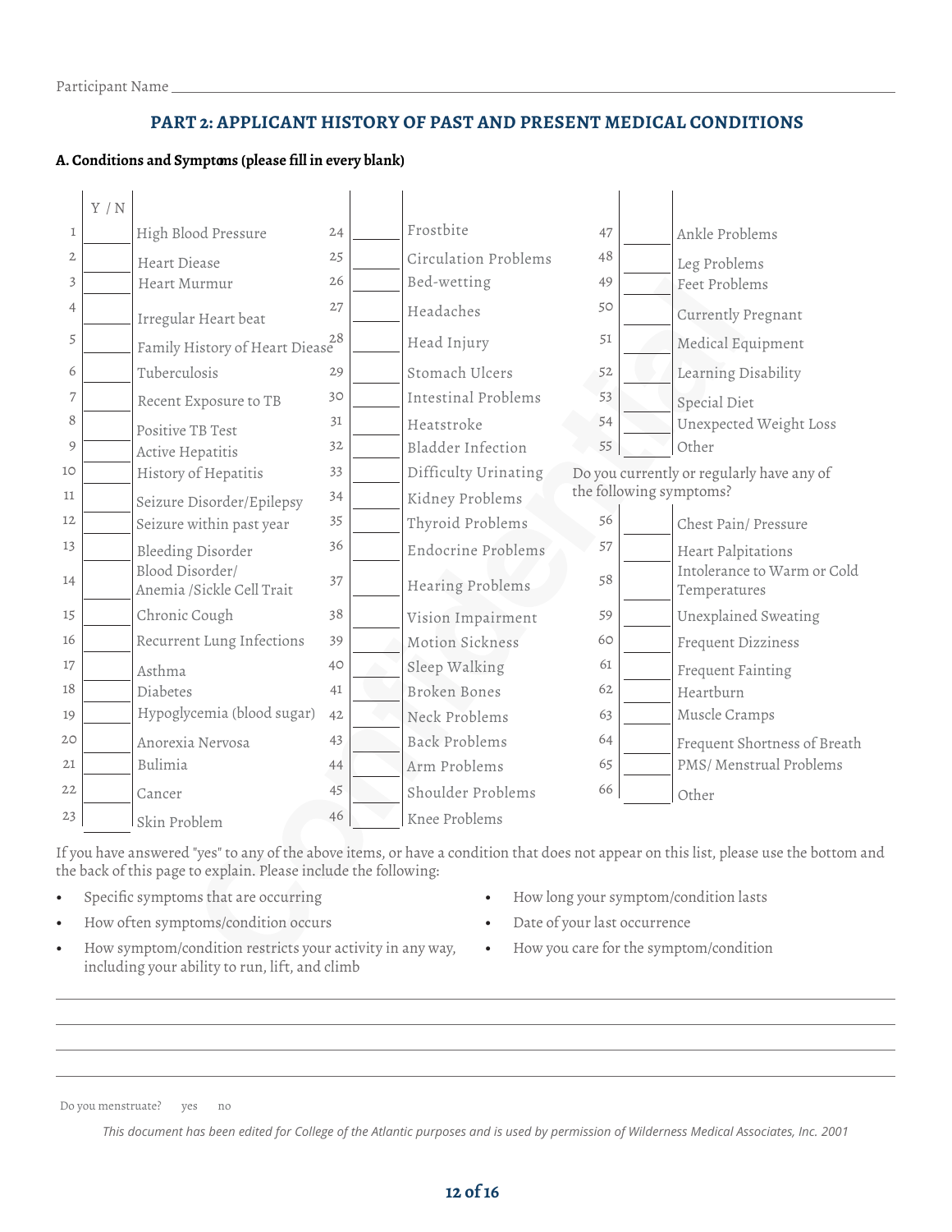Participant Name \_\_\_\_\_\_\_\_\_\_\_\_\_\_\_\_\_\_\_\_\_\_\_\_\_\_\_\_\_\_\_\_

## PART 2: APPLICANT HISTORY OF PAST AND PRESENT MEDICAL CONDITIONS

**A. Conditions and Symptoms (please fill in every blank)**

| # | Y / N | Condition | # | Y / N | Condition | # | Y / N | Condition |
|---|---|---|---|---|---|---|---|---|
| 1 | | High Blood Pressure | 24 | | Frostbite | 47 | | Ankle Problems |
| 2 | | Heart Diease | 25 | | Circulation Problems | 48 | | Leg Problems |
| 3 | | Heart Murmur | 26 | | Bed-wetting | 49 | | Feet Problems |
| 4 | | Irregular Heart beat | 27 | | Headaches | 50 | | Currently Pregnant |
| 5 | | Family History of Heart Diease | 28 | | Head Injury | 51 | | Medical Equipment |
| 6 | | Tuberculosis | 29 | | Stomach Ulcers | 52 | | Learning Disability |
| 7 | | Recent Exposure to TB | 30 | | Intestinal Problems | 53 | | Special Diet |
| 8 | | Positive TB Test | 31 | | Heatstroke | 54 | | Unexpected Weight Loss |
| 9 | | Active Hepatitis | 32 | | Bladder Infection | 55 | | Other |
| 10 | | History of Hepatitis | 33 | | Difficulty Urinating | | | Do you currently or regularly have any of the following symptoms? |
| 11 | | Seizure Disorder/Epilepsy | 34 | | Kidney Problems | | | |
| 12 | | Seizure within past year | 35 | | Thyroid Problems | 56 | | Chest Pain/ Pressure |
| 13 | | Bleeding Disorder | 36 | | Endocrine Problems | 57 | | Heart Palpitations |
| 14 | | Blood Disorder/ Anemia /Sickle Cell Trait | 37 | | Hearing Problems | 58 | | Intolerance to Warm or Cold Temperatures |
| 15 | | Chronic Cough | 38 | | Vision Impairment | 59 | | Unexplained Sweating |
| 16 | | Recurrent Lung Infections | 39 | | Motion Sickness | 60 | | Frequent Dizziness |
| 17 | | Asthma | 40 | | Sleep Walking | 61 | | Frequent Fainting |
| 18 | | Diabetes | 41 | | Broken Bones | 62 | | Heartburn |
| 19 | | Hypoglycemia (blood sugar) | 42 | | Neck Problems | 63 | | Muscle Cramps |
| 20 | | Anorexia Nervosa | 43 | | Back Problems | 64 | | Frequent Shortness of Breath |
| 21 | | Bulimia | 44 | | Arm Problems | 65 | | PMS/ Menstrual Problems |
| 22 | | Cancer | 45 | | Shoulder Problems | 66 | | Other |
| 23 | | Skin Problem | 46 | | Knee Problems | | | |

If you have answered "yes" to any of the above items, or have a condition that does not appear on this list, please use the bottom and the back of this page to explain. Please include the following:

- Specific symptoms that are occurring
- How often symptoms/condition occurs
- How symptom/condition restricts your activity in any way, including your ability to run, lift, and climb
- How long your symptom/condition lasts
- Date of your last occurrence
- How you care for the symptom/condition

\_\_\_\_\_\_\_\_\_\_\_\_\_\_\_\_\_\_\_\_\_\_\_\_\_\_\_\_\_\_\_\_\_\_\_\_\_\_\_\_\_\_\_\_\_\_\_\_\_\_\_\_\_\_\_\_\_\_\_\_

\_\_\_\_\_\_\_\_\_\_\_\_\_\_\_\_\_\_\_\_\_\_\_\_\_\_\_\_\_\_\_\_\_\_\_\_\_\_\_\_\_\_\_\_\_\_\_\_\_\_\_\_\_\_\_\_\_\_\_\_

\_\_\_\_\_\_\_\_\_\_\_\_\_\_\_\_\_\_\_\_\_\_\_\_\_\_\_\_\_\_\_\_\_\_\_\_\_\_\_\_\_\_\_\_\_\_\_\_\_\_\_\_\_\_\_\_\_\_\_\_

\_\_\_\_\_\_\_\_\_\_\_\_\_\_\_\_\_\_\_\_\_\_\_\_\_\_\_\_\_\_\_\_\_\_\_\_\_\_\_\_\_\_\_\_\_\_\_\_\_\_\_\_\_\_\_\_\_\_\_\_

Do you menstruate? yes no

*This document has been edited for College of the Atlantic purposes and is used by permission of Wilderness Medical Associates, Inc. 2001*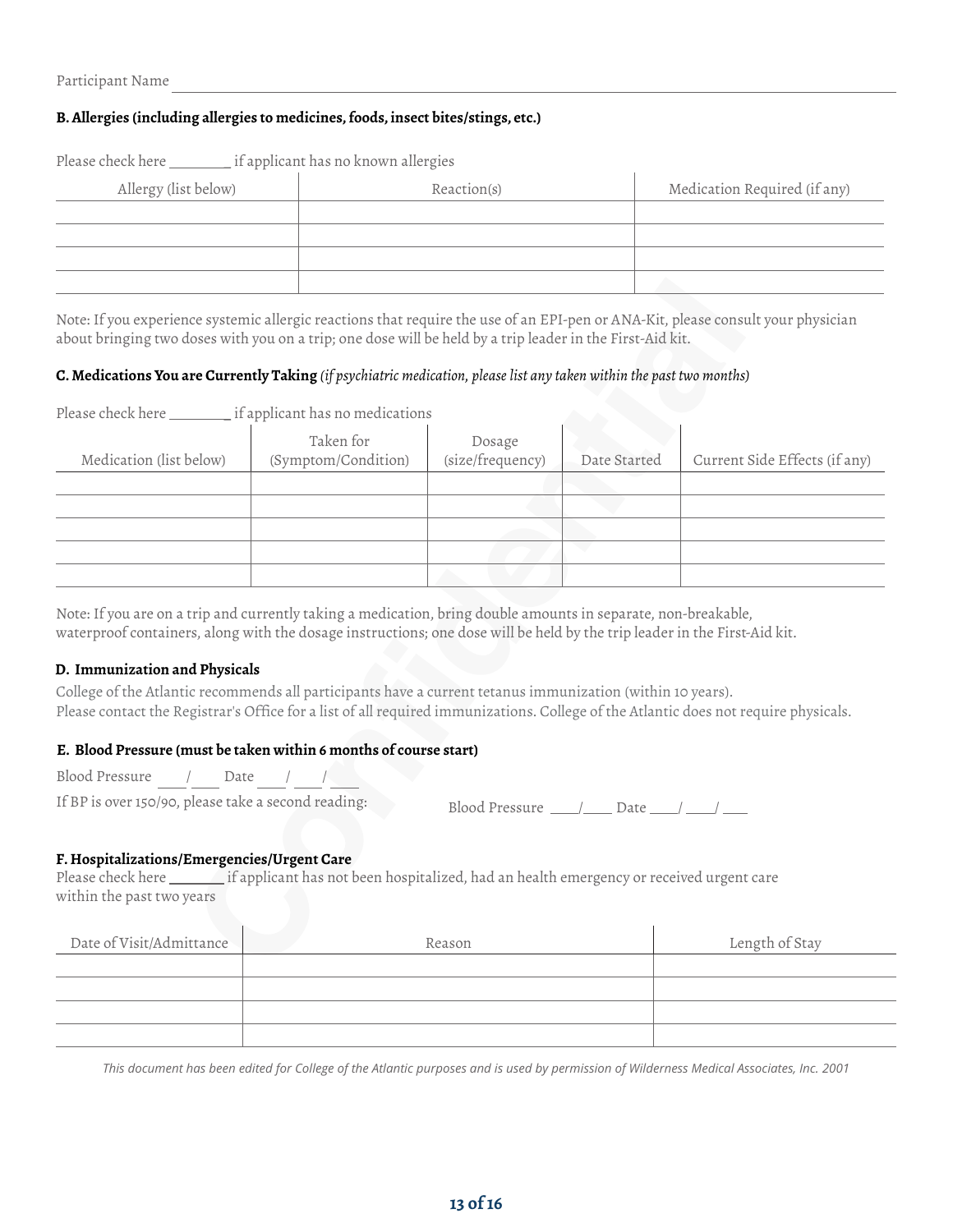Participant Name ______________________________

### B. Allergies (including allergies to medicines, foods, insect bites/stings, etc.)

Please check here ________ if applicant has no known allergies

| Allergy (list below) | Reaction(s) | Medication Required (if any) |
|---|---|---|
| | | |
| | | |
| | | |
| | | |

Note: If you experience systemic allergic reactions that require the use of an EPI-pen or ANA-Kit, please consult your physician about bringing two doses with you on a trip; one dose will be held by a trip leader in the First-Aid kit.

### C. Medications You are Currently Taking *(if psychiatric medication, please list any taken within the past two months)*

Please check here ________ if applicant has no medications

| Medication (list below) | Taken for (Symptom/Condition) | Dosage (size/frequency) | Date Started | Current Side Effects (if any) |
|---|---|---|---|---|
| | | | | |
| | | | | |
| | | | | |
| | | | | |
| | | | | |

Note: If you are on a trip and currently taking a medication, bring double amounts in separate, non-breakable, waterproof containers, along with the dosage instructions; one dose will be held by the trip leader in the First-Aid kit.

### D. Immunization and Physicals

College of the Atlantic recommends all participants have a current tetanus immunization (within 10 years).
Please contact the Registrar's Office for a list of all required immunizations. College of the Atlantic does not require physicals.

### E. Blood Pressure (must be taken within 6 months of course start)

Blood Pressure ____/____ Date ____/____/____

If BP is over 150/90, please take a second reading: Blood Pressure ____/____ Date ____/____/____

### F. Hospitalizations/Emergencies/Urgent Care

Please check here ________ if applicant has not been hospitalized, had an health emergency or received urgent care within the past two years

| Date of Visit/Admittance | Reason | Length of Stay |
|---|---|---|
| | | |
| | | |
| | | |
| | | |

*This document has been edited for College of the Atlantic purposes and is used by permission of Wilderness Medical Associates, Inc. 2001*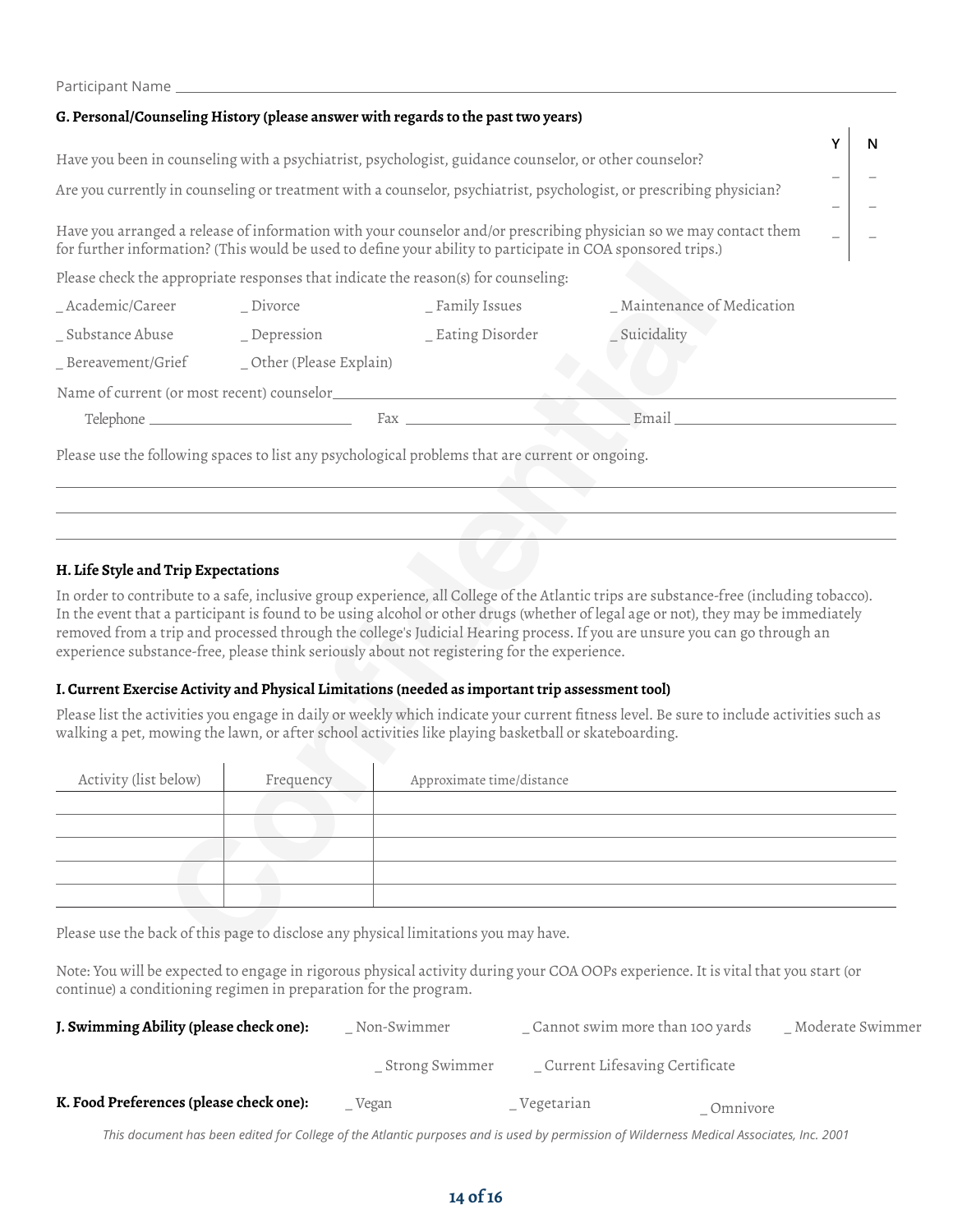Participant Name ______________________________

**G. Personal/Counseling History (please answer with regards to the past two years)**

| | Y | N |
|---|---|---|
| Have you been in counseling with a psychiatrist, psychologist, guidance counselor, or other counselor? | _ | _ |
| Are you currently in counseling or treatment with a counselor, psychiatrist, psychologist, or prescribing physician? | _ | _ |
| Have you arranged a release of information with your counselor and/or prescribing physician so we may contact them for further information? (This would be used to define your ability to participate in COA sponsored trips.) | _ | _ |

Please check the appropriate responses that indicate the reason(s) for counseling:

_ Academic/Career　_ Divorce　_ Family Issues　_ Maintenance of Medication

_ Substance Abuse　_ Depression　_ Eating Disorder　_ Suicidality

_ Bereavement/Grief　_ Other (Please Explain)

Name of current (or most recent) counselor ______________________________

Telephone ______________ Fax ______________ Email ______________

Please use the following spaces to list any psychological problems that are current or ongoing.

______________________________

______________________________

______________________________

**H. Life Style and Trip Expectations**

In order to contribute to a safe, inclusive group experience, all College of the Atlantic trips are substance-free (including tobacco). In the event that a participant is found to be using alcohol or other drugs (whether of legal age or not), they may be immediately removed from a trip and processed through the college's Judicial Hearing process. If you are unsure you can go through an experience substance-free, please think seriously about not registering for the experience.

**I. Current Exercise Activity and Physical Limitations (needed as important trip assessment tool)**

Please list the activities you engage in daily or weekly which indicate your current fitness level. Be sure to include activities such as walking a pet, mowing the lawn, or after school activities like playing basketball or skateboarding.

| Activity (list below) | Frequency | Approximate time/distance |
|---|---|---|
| | | |
| | | |
| | | |
| | | |
| | | |

Please use the back of this page to disclose any physical limitations you may have.

Note: You will be expected to engage in rigorous physical activity during your COA OOPs experience. It is vital that you start (or continue) a conditioning regimen in preparation for the program.

**J. Swimming Ability (please check one):**　_ Non-Swimmer　_ Cannot swim more than 100 yards　_ Moderate Swimmer　_ Strong Swimmer　_ Current Lifesaving Certificate

**K. Food Preferences (please check one):**　_ Vegan　_ Vegetarian　_ Omnivore

*This document has been edited for College of the Atlantic purposes and is used by permission of Wilderness Medical Associates, Inc. 2001*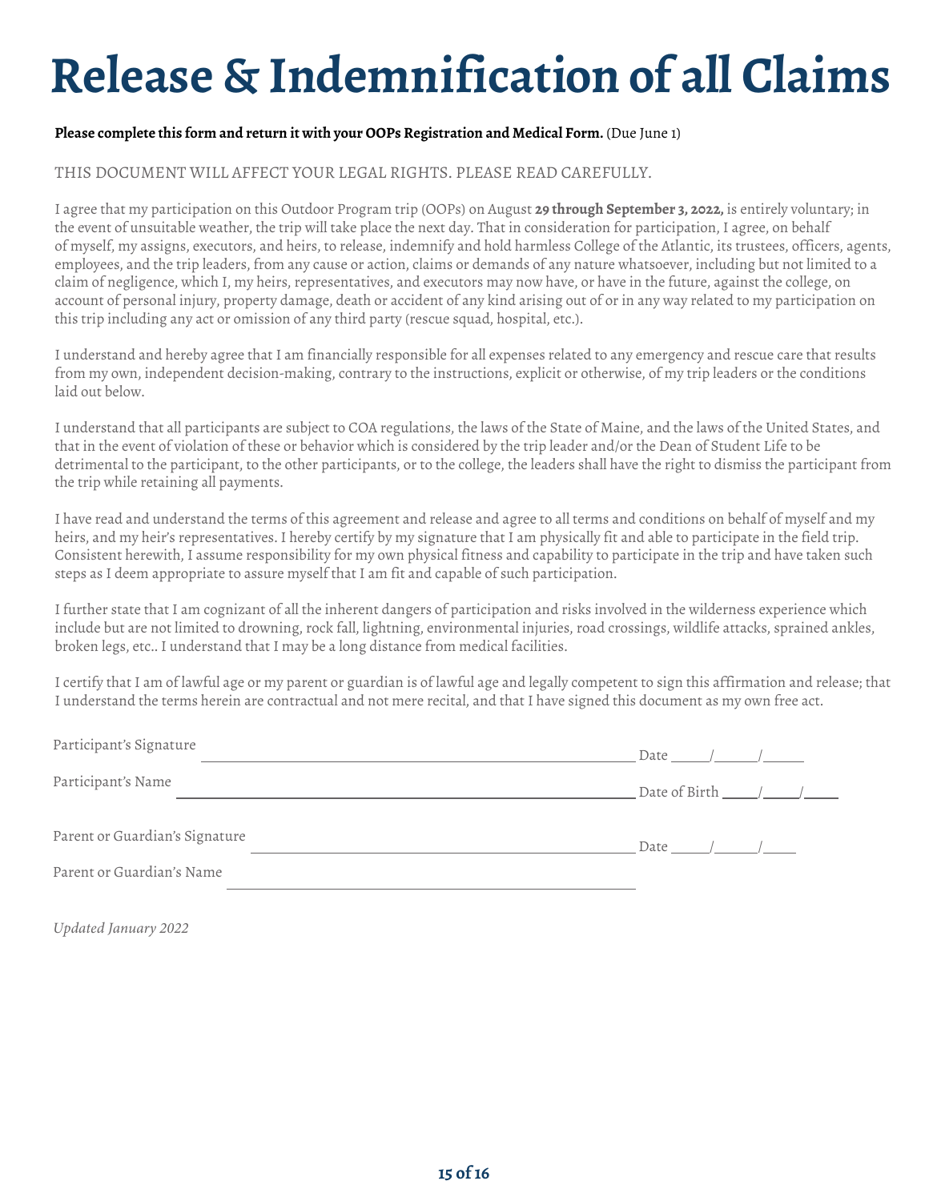# Release & Indemnification of all Claims

**Please complete this form and return it with your OOPs Registration and Medical Form.** (Due June 1)

THIS DOCUMENT WILL AFFECT YOUR LEGAL RIGHTS. PLEASE READ CAREFULLY.

I agree that my participation on this Outdoor Program trip (OOPs) on August **29 through September 3, 2022,** is entirely voluntary; in the event of unsuitable weather, the trip will take place the next day. That in consideration for participation, I agree, on behalf of myself, my assigns, executors, and heirs, to release, indemnify and hold harmless College of the Atlantic, its trustees, officers, agents, employees, and the trip leaders, from any cause or action, claims or demands of any nature whatsoever, including but not limited to a claim of negligence, which I, my heirs, representatives, and executors may now have, or have in the future, against the college, on account of personal injury, property damage, death or accident of any kind arising out of or in any way related to my participation on this trip including any act or omission of any third party (rescue squad, hospital, etc.).

I understand and hereby agree that I am financially responsible for all expenses related to any emergency and rescue care that results from my own, independent decision-making, contrary to the instructions, explicit or otherwise, of my trip leaders or the conditions laid out below.

I understand that all participants are subject to COA regulations, the laws of the State of Maine, and the laws of the United States, and that in the event of violation of these or behavior which is considered by the trip leader and/or the Dean of Student Life to be detrimental to the participant, to the other participants, or to the college, the leaders shall have the right to dismiss the participant from the trip while retaining all payments.

I have read and understand the terms of this agreement and release and agree to all terms and conditions on behalf of myself and my heirs, and my heir's representatives. I hereby certify by my signature that I am physically fit and able to participate in the field trip. Consistent herewith, I assume responsibility for my own physical fitness and capability to participate in the trip and have taken such steps as I deem appropriate to assure myself that I am fit and capable of such participation.

I further state that I am cognizant of all the inherent dangers of participation and risks involved in the wilderness experience which include but are not limited to drowning, rock fall, lightning, environmental injuries, road crossings, wildlife attacks, sprained ankles, broken legs, etc.. I understand that I may be a long distance from medical facilities.

I certify that I am of lawful age or my parent or guardian is of lawful age and legally competent to sign this affirmation and release; that I understand the terms herein are contractual and not mere recital, and that I have signed this document as my own free act.

Participant's Signature ________________________________________ Date _____/_____/_____

Participant's Name ________________________________________ Date of Birth _____/_____/_____

Parent or Guardian's Signature ________________________________________ Date _____/_____/_____

Parent or Guardian's Name ________________________________________

*Updated January 2022*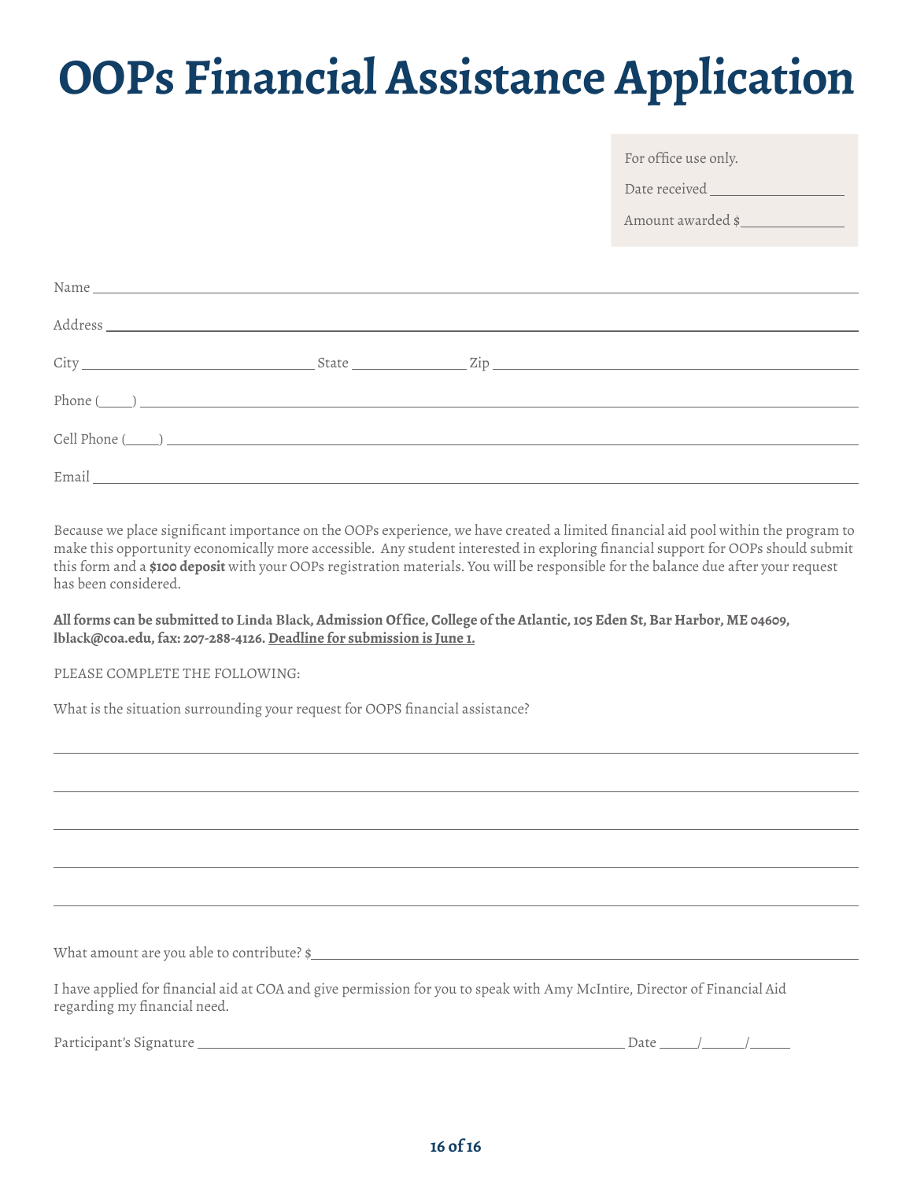# OOPs Financial Assistance Application

For office use only.

Date received ____________________

Amount awarded $________________

Name ______________________________________________________________________________

Address ____________________________________________________________________________

City ________________________ State ____________ Zip ______________________________

Phone (____) _______________________________________________________________________

Cell Phone (____) ___________________________________________________________________

Email ______________________________________________________________________________

Because we place significant importance on the OOPs experience, we have created a limited financial aid pool within the program to make this opportunity economically more accessible. Any student interested in exploring financial support for OOPs should submit this form and a **$100 deposit** with your OOPs registration materials. You will be responsible for the balance due after your request has been considered.

**All forms can be submitted to Linda Black, Admission Office, College of the Atlantic, 105 Eden St, Bar Harbor, ME 04609, lblack@coa.edu, fax: 207-288-4126. Deadline for submission is June 1.**

PLEASE COMPLETE THE FOLLOWING:

What is the situation surrounding your request for OOPS financial assistance?

______________________________________________________________________________

______________________________________________________________________________

______________________________________________________________________________

______________________________________________________________________________

______________________________________________________________________________

What amount are you able to contribute? $_____________________________________________

I have applied for financial aid at COA and give permission for you to speak with Amy McIntire, Director of Financial Aid regarding my financial need.

Participant's Signature _____________________________________________ Date _____/_____/_____